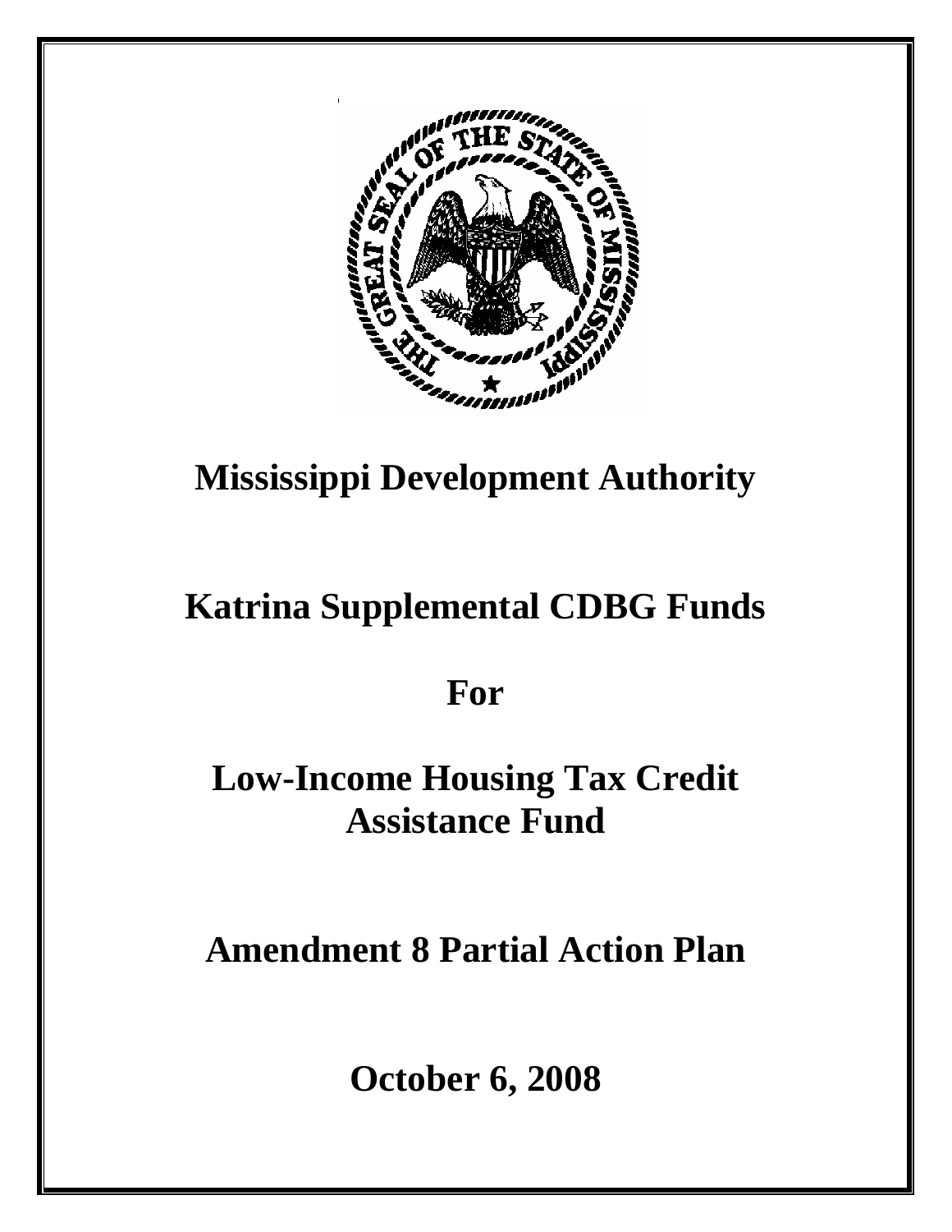# Mississippi Development Authority

# Katrina Supplemental CDBG Funds

# For

# Low-Income Housing Tax Credit Assistance Fund

# Amendment 8 Partial Action Plan

**October 6, 2008**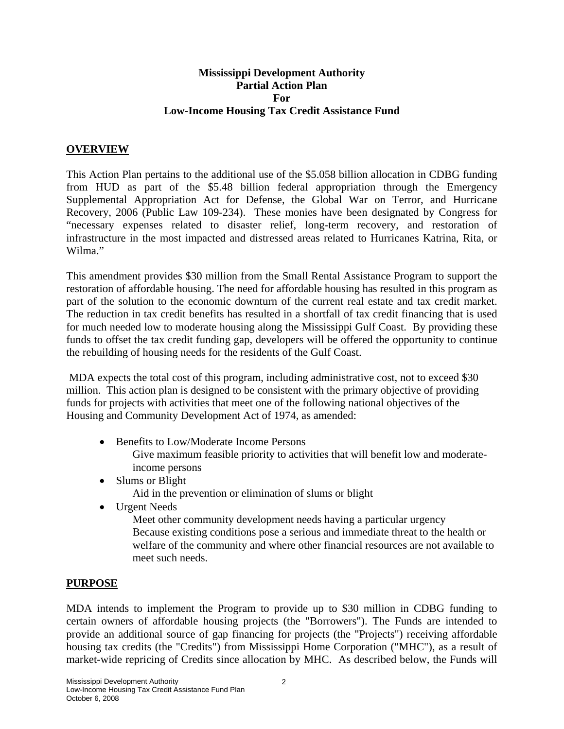**Mississippi Development Authority**
**Partial Action Plan**
**For**
**Low-Income Housing Tax Credit Assistance Fund**

## OVERVIEW

This Action Plan pertains to the additional use of the $5.058 billion allocation in CDBG funding from HUD as part of the $5.48 billion federal appropriation through the Emergency Supplemental Appropriation Act for Defense, the Global War on Terror, and Hurricane Recovery, 2006 (Public Law 109-234). These monies have been designated by Congress for "necessary expenses related to disaster relief, long-term recovery, and restoration of infrastructure in the most impacted and distressed areas related to Hurricanes Katrina, Rita, or Wilma."

This amendment provides $30 million from the Small Rental Assistance Program to support the restoration of affordable housing. The need for affordable housing has resulted in this program as part of the solution to the economic downturn of the current real estate and tax credit market. The reduction in tax credit benefits has resulted in a shortfall of tax credit financing that is used for much needed low to moderate housing along the Mississippi Gulf Coast. By providing these funds to offset the tax credit funding gap, developers will be offered the opportunity to continue the rebuilding of housing needs for the residents of the Gulf Coast.

MDA expects the total cost of this program, including administrative cost, not to exceed $30 million. This action plan is designed to be consistent with the primary objective of providing funds for projects with activities that meet one of the following national objectives of the Housing and Community Development Act of 1974, as amended:

- Benefits to Low/Moderate Income Persons
  Give maximum feasible priority to activities that will benefit low and moderate-income persons
- Slums or Blight
  Aid in the prevention or elimination of slums or blight
- Urgent Needs
  Meet other community development needs having a particular urgency Because existing conditions pose a serious and immediate threat to the health or welfare of the community and where other financial resources are not available to meet such needs.

## PURPOSE

MDA intends to implement the Program to provide up to $30 million in CDBG funding to certain owners of affordable housing projects (the "Borrowers"). The Funds are intended to provide an additional source of gap financing for projects (the "Projects") receiving affordable housing tax credits (the "Credits") from Mississippi Home Corporation ("MHC"), as a result of market-wide repricing of Credits since allocation by MHC. As described below, the Funds will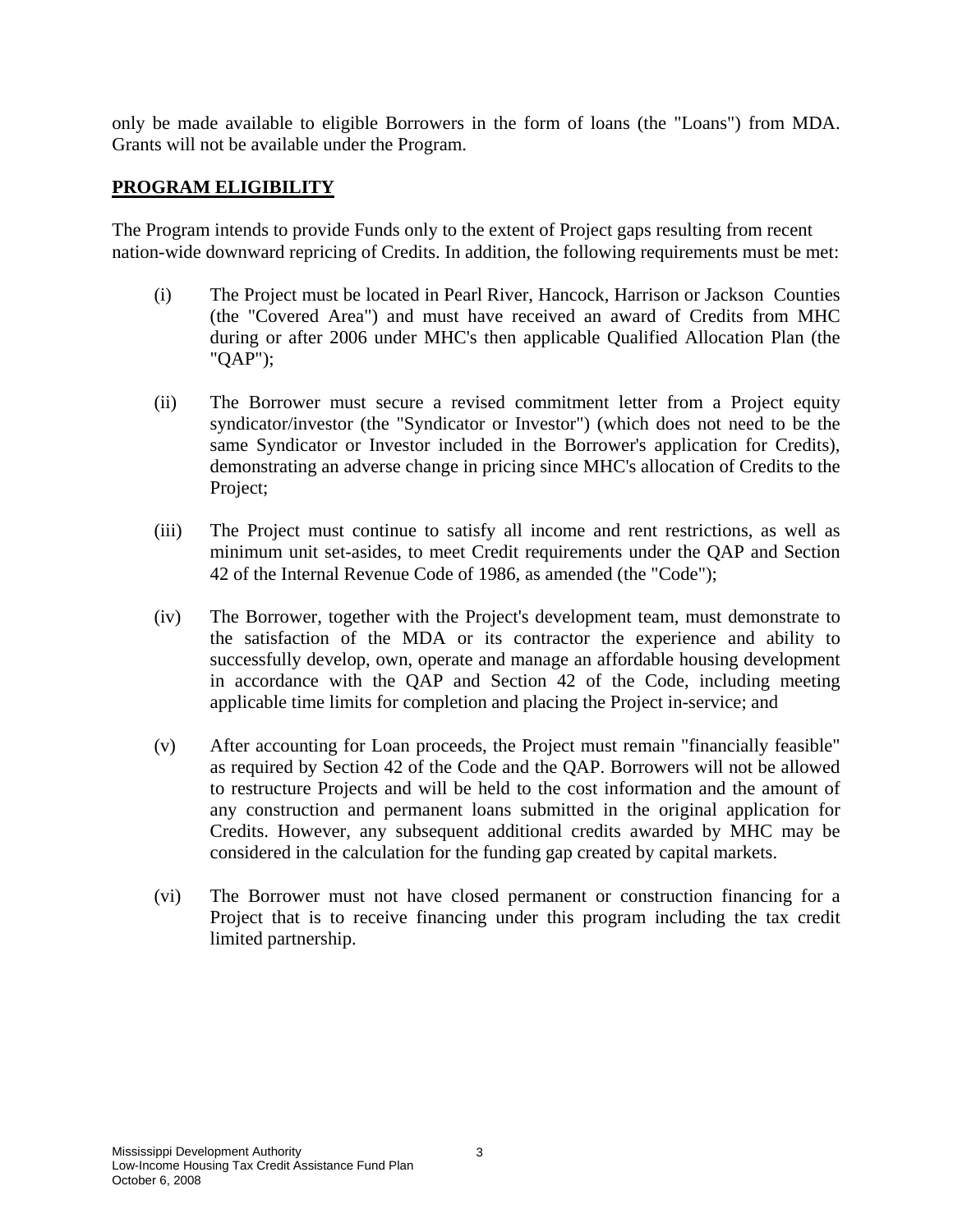only be made available to eligible Borrowers in the form of loans (the "Loans") from MDA. Grants will not be available under the Program.

## PROGRAM ELIGIBILITY

The Program intends to provide Funds only to the extent of Project gaps resulting from recent nation-wide downward repricing of Credits. In addition, the following requirements must be met:

(i) The Project must be located in Pearl River, Hancock, Harrison or Jackson Counties (the "Covered Area") and must have received an award of Credits from MHC during or after 2006 under MHC's then applicable Qualified Allocation Plan (the "QAP");

(ii) The Borrower must secure a revised commitment letter from a Project equity syndicator/investor (the "Syndicator or Investor") (which does not need to be the same Syndicator or Investor included in the Borrower's application for Credits), demonstrating an adverse change in pricing since MHC's allocation of Credits to the Project;

(iii) The Project must continue to satisfy all income and rent restrictions, as well as minimum unit set-asides, to meet Credit requirements under the QAP and Section 42 of the Internal Revenue Code of 1986, as amended (the "Code");

(iv) The Borrower, together with the Project's development team, must demonstrate to the satisfaction of the MDA or its contractor the experience and ability to successfully develop, own, operate and manage an affordable housing development in accordance with the QAP and Section 42 of the Code, including meeting applicable time limits for completion and placing the Project in-service; and

(v) After accounting for Loan proceeds, the Project must remain "financially feasible" as required by Section 42 of the Code and the QAP. Borrowers will not be allowed to restructure Projects and will be held to the cost information and the amount of any construction and permanent loans submitted in the original application for Credits. However, any subsequent additional credits awarded by MHC may be considered in the calculation for the funding gap created by capital markets.

(vi) The Borrower must not have closed permanent or construction financing for a Project that is to receive financing under this program including the tax credit limited partnership.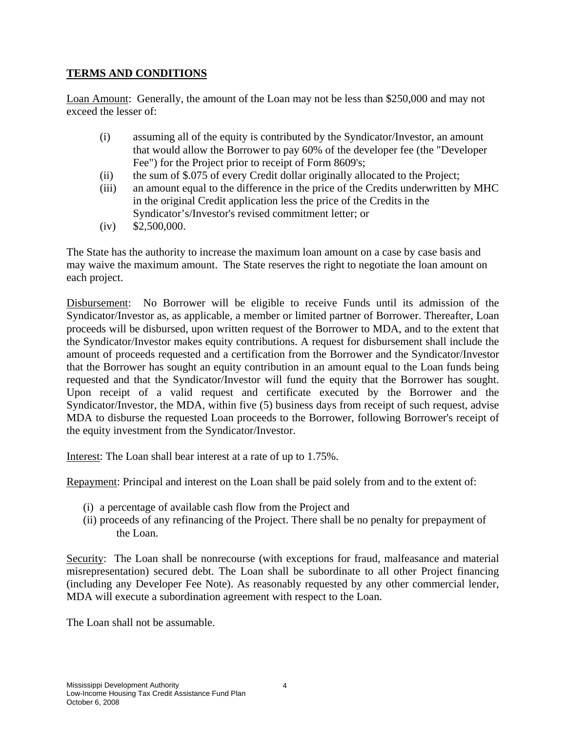## TERMS AND CONDITIONS

Loan Amount: Generally, the amount of the Loan may not be less than $250,000 and may not exceed the lesser of:

- (i) assuming all of the equity is contributed by the Syndicator/Investor, an amount that would allow the Borrower to pay 60% of the developer fee (the "Developer Fee") for the Project prior to receipt of Form 8609's;
- (ii) the sum of $.075 of every Credit dollar originally allocated to the Project;
- (iii) an amount equal to the difference in the price of the Credits underwritten by MHC in the original Credit application less the price of the Credits in the Syndicator's/Investor's revised commitment letter; or
- (iv) $2,500,000.

The State has the authority to increase the maximum loan amount on a case by case basis and may waive the maximum amount. The State reserves the right to negotiate the loan amount on each project.

Disbursement: No Borrower will be eligible to receive Funds until its admission of the Syndicator/Investor as, as applicable, a member or limited partner of Borrower. Thereafter, Loan proceeds will be disbursed, upon written request of the Borrower to MDA, and to the extent that the Syndicator/Investor makes equity contributions. A request for disbursement shall include the amount of proceeds requested and a certification from the Borrower and the Syndicator/Investor that the Borrower has sought an equity contribution in an amount equal to the Loan funds being requested and that the Syndicator/Investor will fund the equity that the Borrower has sought. Upon receipt of a valid request and certificate executed by the Borrower and the Syndicator/Investor, the MDA, within five (5) business days from receipt of such request, advise MDA to disburse the requested Loan proceeds to the Borrower, following Borrower's receipt of the equity investment from the Syndicator/Investor.

Interest: The Loan shall bear interest at a rate of up to 1.75%.

Repayment: Principal and interest on the Loan shall be paid solely from and to the extent of:

- (i) a percentage of available cash flow from the Project and
- (ii) proceeds of any refinancing of the Project. There shall be no penalty for prepayment of the Loan.

Security: The Loan shall be nonrecourse (with exceptions for fraud, malfeasance and material misrepresentation) secured debt. The Loan shall be subordinate to all other Project financing (including any Developer Fee Note). As reasonably requested by any other commercial lender, MDA will execute a subordination agreement with respect to the Loan.

The Loan shall not be assumable.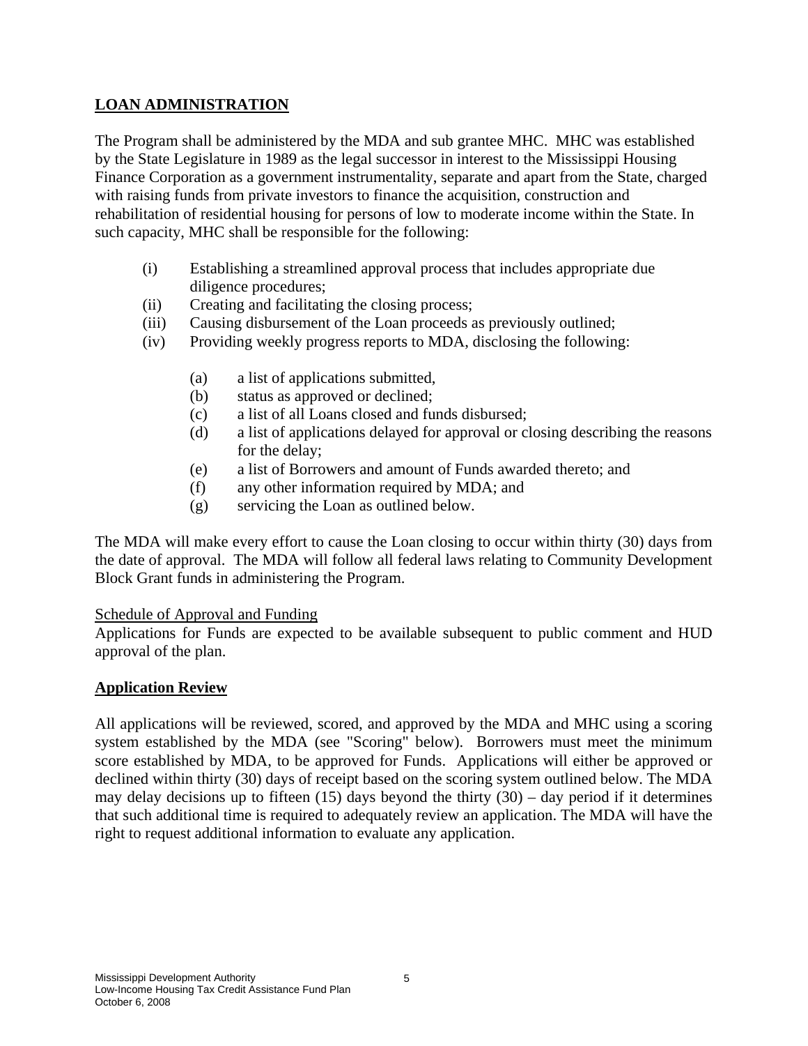## LOAN ADMINISTRATION

The Program shall be administered by the MDA and sub grantee MHC. MHC was established by the State Legislature in 1989 as the legal successor in interest to the Mississippi Housing Finance Corporation as a government instrumentality, separate and apart from the State, charged with raising funds from private investors to finance the acquisition, construction and rehabilitation of residential housing for persons of low to moderate income within the State. In such capacity, MHC shall be responsible for the following:

- (i) Establishing a streamlined approval process that includes appropriate due diligence procedures;
- (ii) Creating and facilitating the closing process;
- (iii) Causing disbursement of the Loan proceeds as previously outlined;
- (iv) Providing weekly progress reports to MDA, disclosing the following:
    - (a) a list of applications submitted,
    - (b) status as approved or declined;
    - (c) a list of all Loans closed and funds disbursed;
    - (d) a list of applications delayed for approval or closing describing the reasons for the delay;
    - (e) a list of Borrowers and amount of Funds awarded thereto; and
    - (f) any other information required by MDA; and
    - (g) servicing the Loan as outlined below.

The MDA will make every effort to cause the Loan closing to occur within thirty (30) days from the date of approval. The MDA will follow all federal laws relating to Community Development Block Grant funds in administering the Program.

<u>Schedule of Approval and Funding</u>

Applications for Funds are expected to be available subsequent to public comment and HUD approval of the plan.

## Application Review

All applications will be reviewed, scored, and approved by the MDA and MHC using a scoring system established by the MDA (see "Scoring" below). Borrowers must meet the minimum score established by MDA, to be approved for Funds. Applications will either be approved or declined within thirty (30) days of receipt based on the scoring system outlined below. The MDA may delay decisions up to fifteen (15) days beyond the thirty (30) – day period if it determines that such additional time is required to adequately review an application. The MDA will have the right to request additional information to evaluate any application.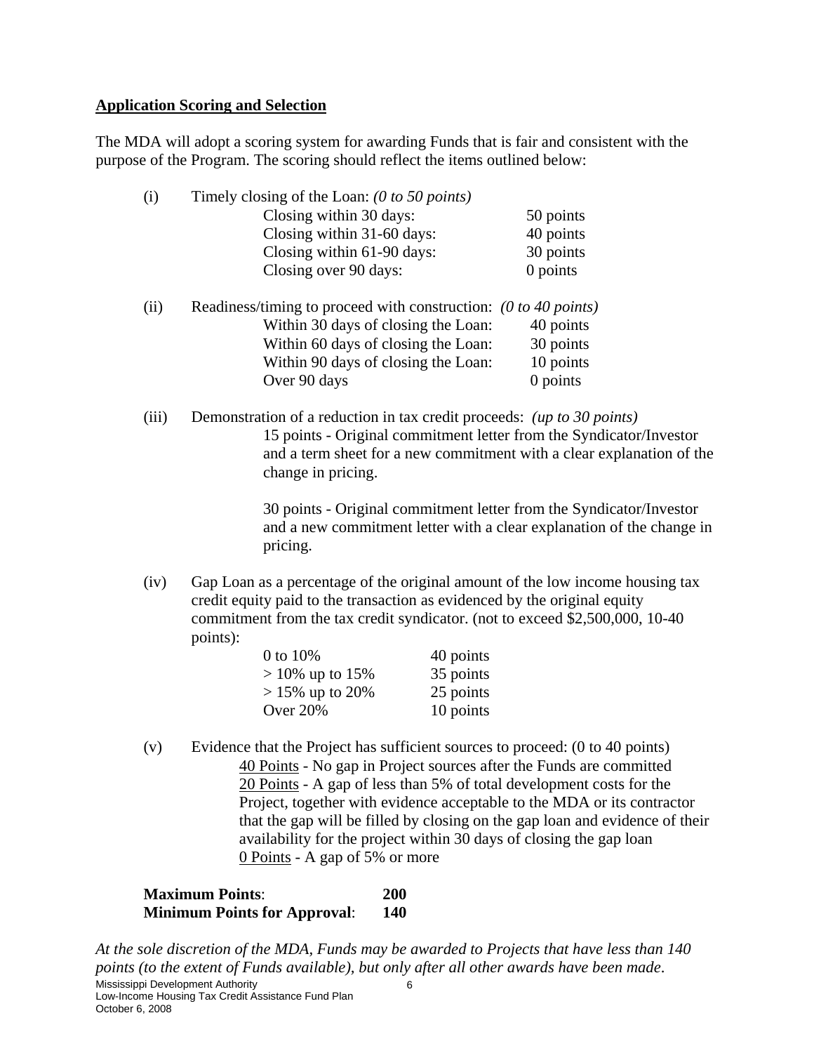**Application Scoring and Selection**

The MDA will adopt a scoring system for awarding Funds that is fair and consistent with the purpose of the Program. The scoring should reflect the items outlined below:

(i) Timely closing of the Loan: *(0 to 50 points)*

| | |
|---|---|
| Closing within 30 days: | 50 points |
| Closing within 31-60 days: | 40 points |
| Closing within 61-90 days: | 30 points |
| Closing over 90 days: | 0 points |

(ii) Readiness/timing to proceed with construction: *(0 to 40 points)*

| | |
|---|---|
| Within 30 days of closing the Loan: | 40 points |
| Within 60 days of closing the Loan: | 30 points |
| Within 90 days of closing the Loan: | 10 points |
| Over 90 days | 0 points |

(iii) Demonstration of a reduction in tax credit proceeds: *(up to 30 points)*

15 points - Original commitment letter from the Syndicator/Investor and a term sheet for a new commitment with a clear explanation of the change in pricing.

30 points - Original commitment letter from the Syndicator/Investor and a new commitment letter with a clear explanation of the change in pricing.

(iv) Gap Loan as a percentage of the original amount of the low income housing tax credit equity paid to the transaction as evidenced by the original equity commitment from the tax credit syndicator. (not to exceed $2,500,000, 10-40 points):

| | |
|---|---|
| 0 to 10% | 40 points |
| > 10% up to 15% | 35 points |
| > 15% up to 20% | 25 points |
| Over 20% | 10 points |

(v) Evidence that the Project has sufficient sources to proceed: (0 to 40 points)

<u>40 Points</u> - No gap in Project sources after the Funds are committed
<u>20 Points</u> - A gap of less than 5% of total development costs for the Project, together with evidence acceptable to the MDA or its contractor that the gap will be filled by closing on the gap loan and evidence of their availability for the project within 30 days of closing the gap loan
<u>0 Points</u> - A gap of 5% or more

| | |
|---|---|
| **Maximum Points**: | **200** |
| **Minimum Points for Approval**: | **140** |

*At the sole discretion of the MDA, Funds may be awarded to Projects that have less than 140 points (to the extent of Funds available), but only after all other awards have been made.*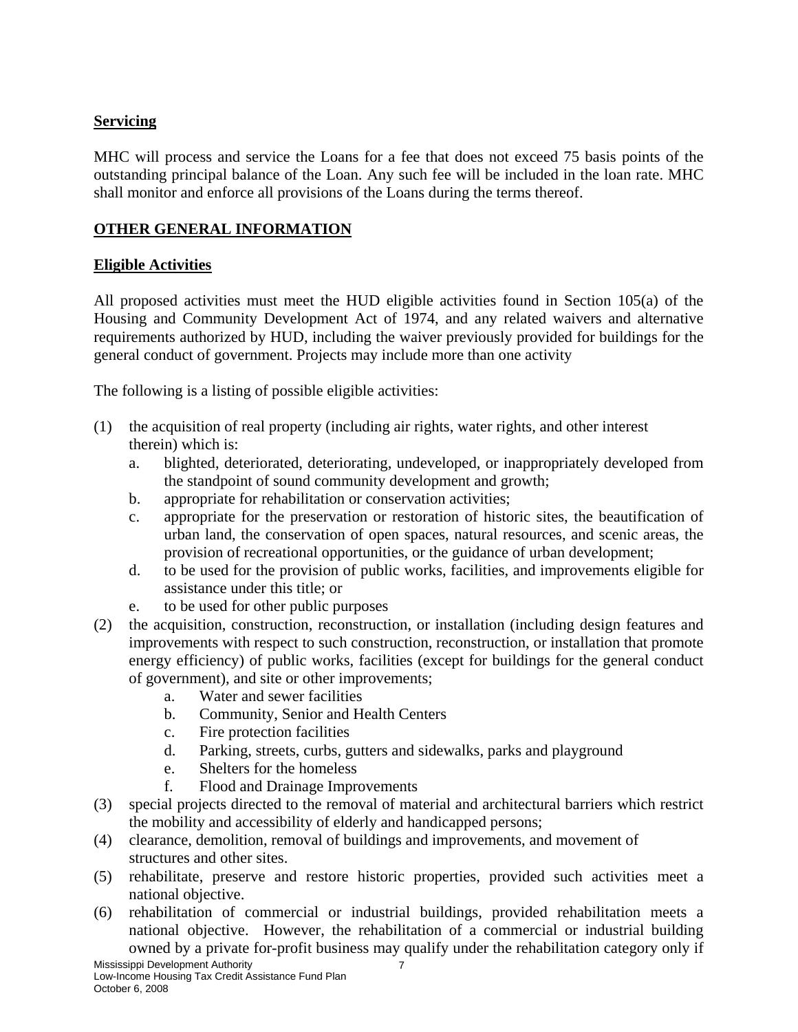**Servicing**

MHC will process and service the Loans for a fee that does not exceed 75 basis points of the outstanding principal balance of the Loan. Any such fee will be included in the loan rate. MHC shall monitor and enforce all provisions of the Loans during the terms thereof.

**OTHER GENERAL INFORMATION**

**Eligible Activities**

All proposed activities must meet the HUD eligible activities found in Section 105(a) of the Housing and Community Development Act of 1974, and any related waivers and alternative requirements authorized by HUD, including the waiver previously provided for buildings for the general conduct of government. Projects may include more than one activity

The following is a listing of possible eligible activities:

(1) the acquisition of real property (including air rights, water rights, and other interest therein) which is:
   a. blighted, deteriorated, deteriorating, undeveloped, or inappropriately developed from the standpoint of sound community development and growth;
   b. appropriate for rehabilitation or conservation activities;
   c. appropriate for the preservation or restoration of historic sites, the beautification of urban land, the conservation of open spaces, natural resources, and scenic areas, the provision of recreational opportunities, or the guidance of urban development;
   d. to be used for the provision of public works, facilities, and improvements eligible for assistance under this title; or
   e. to be used for other public purposes

(2) the acquisition, construction, reconstruction, or installation (including design features and improvements with respect to such construction, reconstruction, or installation that promote energy efficiency) of public works, facilities (except for buildings for the general conduct of government), and site or other improvements;
   a. Water and sewer facilities
   b. Community, Senior and Health Centers
   c. Fire protection facilities
   d. Parking, streets, curbs, gutters and sidewalks, parks and playground
   e. Shelters for the homeless
   f. Flood and Drainage Improvements

(3) special projects directed to the removal of material and architectural barriers which restrict the mobility and accessibility of elderly and handicapped persons;

(4) clearance, demolition, removal of buildings and improvements, and movement of structures and other sites.

(5) rehabilitate, preserve and restore historic properties, provided such activities meet a national objective.

(6) rehabilitation of commercial or industrial buildings, provided rehabilitation meets a national objective. However, the rehabilitation of a commercial or industrial building owned by a private for-profit business may qualify under the rehabilitation category only if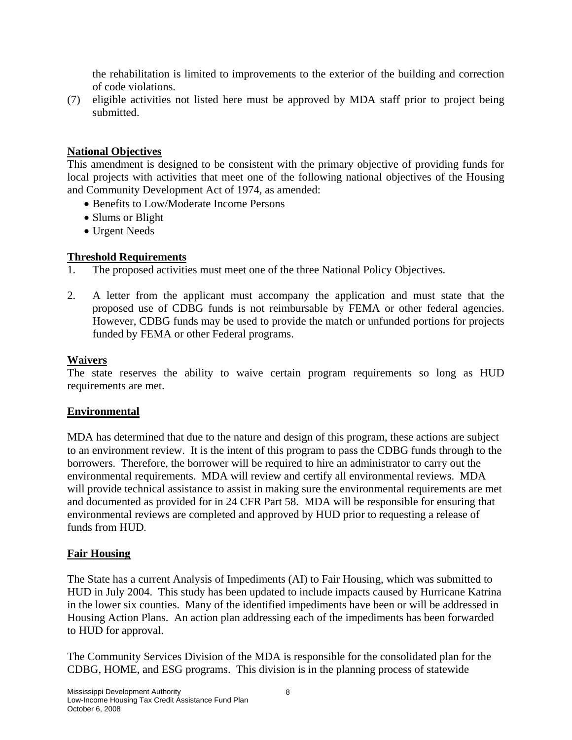the rehabilitation is limited to improvements to the exterior of the building and correction of code violations.

(7) eligible activities not listed here must be approved by MDA staff prior to project being submitted.

## National Objectives

This amendment is designed to be consistent with the primary objective of providing funds for local projects with activities that meet one of the following national objectives of the Housing and Community Development Act of 1974, as amended:

- Benefits to Low/Moderate Income Persons
- Slums or Blight
- Urgent Needs

## Threshold Requirements

1. The proposed activities must meet one of the three National Policy Objectives.

2. A letter from the applicant must accompany the application and must state that the proposed use of CDBG funds is not reimbursable by FEMA or other federal agencies. However, CDBG funds may be used to provide the match or unfunded portions for projects funded by FEMA or other Federal programs.

## Waivers

The state reserves the ability to waive certain program requirements so long as HUD requirements are met.

## Environmental

MDA has determined that due to the nature and design of this program, these actions are subject to an environment review. It is the intent of this program to pass the CDBG funds through to the borrowers. Therefore, the borrower will be required to hire an administrator to carry out the environmental requirements. MDA will review and certify all environmental reviews. MDA will provide technical assistance to assist in making sure the environmental requirements are met and documented as provided for in 24 CFR Part 58. MDA will be responsible for ensuring that environmental reviews are completed and approved by HUD prior to requesting a release of funds from HUD.

## Fair Housing

The State has a current Analysis of Impediments (AI) to Fair Housing, which was submitted to HUD in July 2004. This study has been updated to include impacts caused by Hurricane Katrina in the lower six counties. Many of the identified impediments have been or will be addressed in Housing Action Plans. An action plan addressing each of the impediments has been forwarded to HUD for approval.

The Community Services Division of the MDA is responsible for the consolidated plan for the CDBG, HOME, and ESG programs. This division is in the planning process of statewide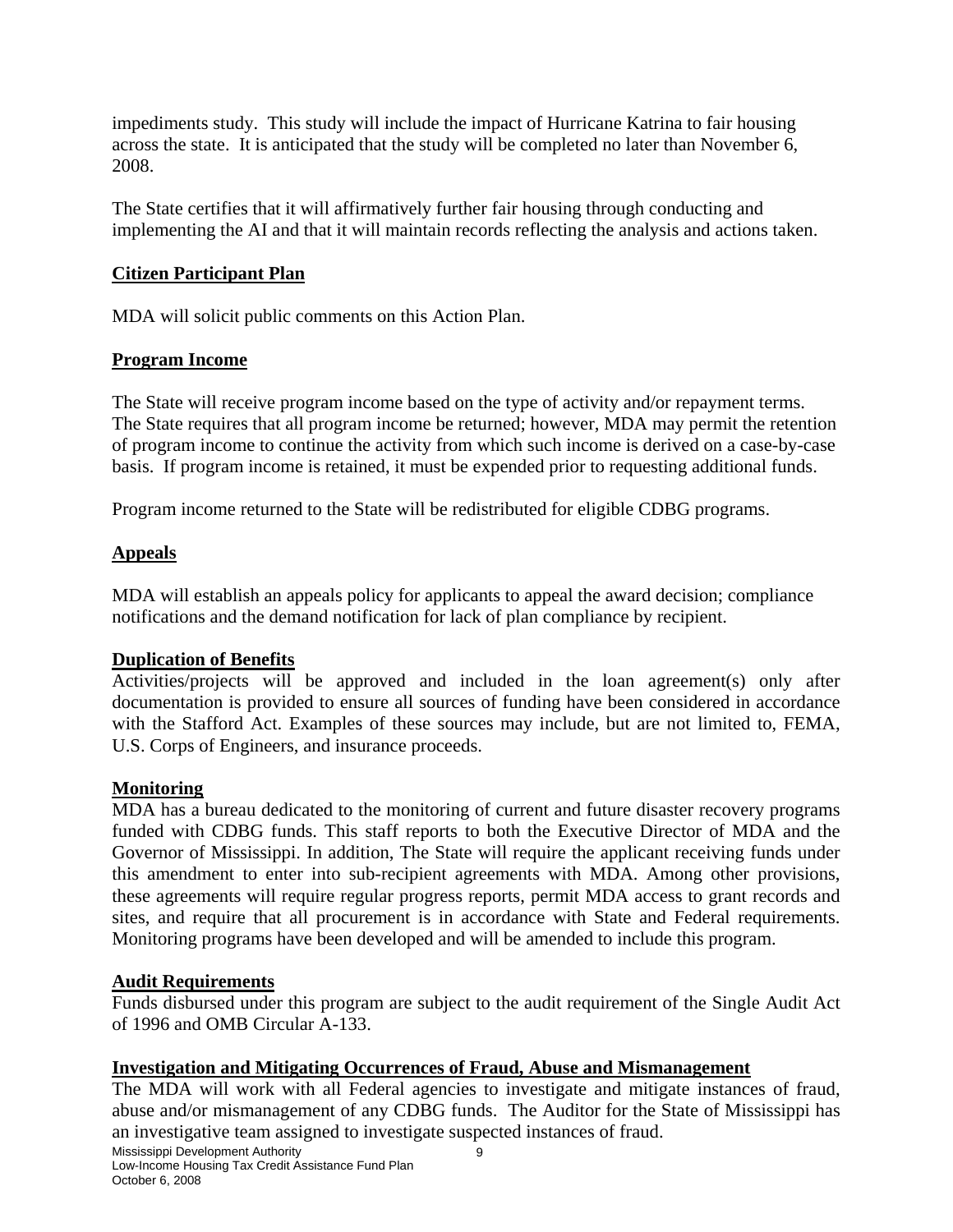impediments study. This study will include the impact of Hurricane Katrina to fair housing across the state. It is anticipated that the study will be completed no later than November 6, 2008.

The State certifies that it will affirmatively further fair housing through conducting and implementing the AI and that it will maintain records reflecting the analysis and actions taken.

## Citizen Participant Plan

MDA will solicit public comments on this Action Plan.

## Program Income

The State will receive program income based on the type of activity and/or repayment terms. The State requires that all program income be returned; however, MDA may permit the retention of program income to continue the activity from which such income is derived on a case-by-case basis. If program income is retained, it must be expended prior to requesting additional funds.

Program income returned to the State will be redistributed for eligible CDBG programs.

## Appeals

MDA will establish an appeals policy for applicants to appeal the award decision; compliance notifications and the demand notification for lack of plan compliance by recipient.

## Duplication of Benefits

Activities/projects will be approved and included in the loan agreement(s) only after documentation is provided to ensure all sources of funding have been considered in accordance with the Stafford Act. Examples of these sources may include, but are not limited to, FEMA, U.S. Corps of Engineers, and insurance proceeds.

## Monitoring

MDA has a bureau dedicated to the monitoring of current and future disaster recovery programs funded with CDBG funds. This staff reports to both the Executive Director of MDA and the Governor of Mississippi. In addition, The State will require the applicant receiving funds under this amendment to enter into sub-recipient agreements with MDA. Among other provisions, these agreements will require regular progress reports, permit MDA access to grant records and sites, and require that all procurement is in accordance with State and Federal requirements. Monitoring programs have been developed and will be amended to include this program.

## Audit Requirements

Funds disbursed under this program are subject to the audit requirement of the Single Audit Act of 1996 and OMB Circular A-133.

## Investigation and Mitigating Occurrences of Fraud, Abuse and Mismanagement

The MDA will work with all Federal agencies to investigate and mitigate instances of fraud, abuse and/or mismanagement of any CDBG funds. The Auditor for the State of Mississippi has an investigative team assigned to investigate suspected instances of fraud.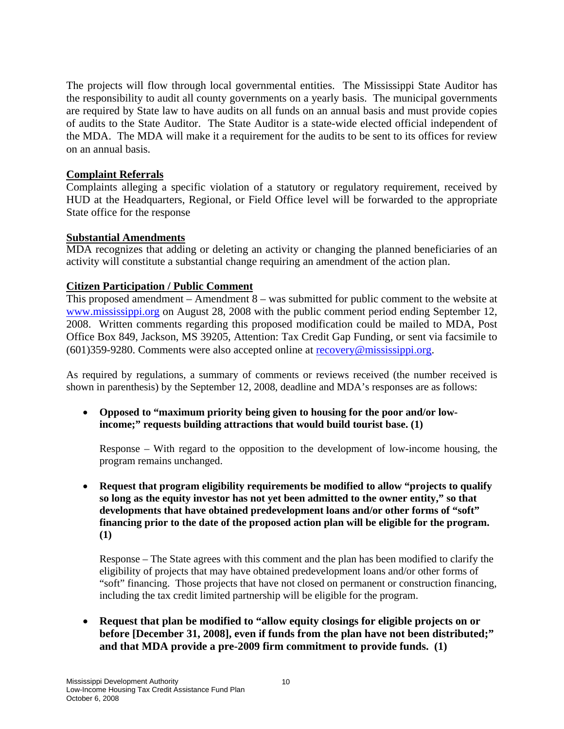The projects will flow through local governmental entities. The Mississippi State Auditor has the responsibility to audit all county governments on a yearly basis. The municipal governments are required by State law to have audits on all funds on an annual basis and must provide copies of audits to the State Auditor. The State Auditor is a state-wide elected official independent of the MDA. The MDA will make it a requirement for the audits to be sent to its offices for review on an annual basis.

**Complaint Referrals**

Complaints alleging a specific violation of a statutory or regulatory requirement, received by HUD at the Headquarters, Regional, or Field Office level will be forwarded to the appropriate State office for the response

**Substantial Amendments**

MDA recognizes that adding or deleting an activity or changing the planned beneficiaries of an activity will constitute a substantial change requiring an amendment of the action plan.

**Citizen Participation / Public Comment**

This proposed amendment – Amendment 8 – was submitted for public comment to the website at www.mississippi.org on August 28, 2008 with the public comment period ending September 12, 2008. Written comments regarding this proposed modification could be mailed to MDA, Post Office Box 849, Jackson, MS 39205, Attention: Tax Credit Gap Funding, or sent via facsimile to (601)359-9280. Comments were also accepted online at recovery@mississippi.org.

As required by regulations, a summary of comments or reviews received (the number received is shown in parenthesis) by the September 12, 2008, deadline and MDA's responses are as follows:

- **Opposed to "maximum priority being given to housing for the poor and/or low-income;" requests building attractions that would build tourist base. (1)**

  Response – With regard to the opposition to the development of low-income housing, the program remains unchanged.

- **Request that program eligibility requirements be modified to allow "projects to qualify so long as the equity investor has not yet been admitted to the owner entity," so that developments that have obtained predevelopment loans and/or other forms of "soft" financing prior to the date of the proposed action plan will be eligible for the program. (1)**

  Response – The State agrees with this comment and the plan has been modified to clarify the eligibility of projects that may have obtained predevelopment loans and/or other forms of "soft" financing. Those projects that have not closed on permanent or construction financing, including the tax credit limited partnership will be eligible for the program.

- **Request that plan be modified to "allow equity closings for eligible projects on or before [December 31, 2008], even if funds from the plan have not been distributed;" and that MDA provide a pre-2009 firm commitment to provide funds. (1)**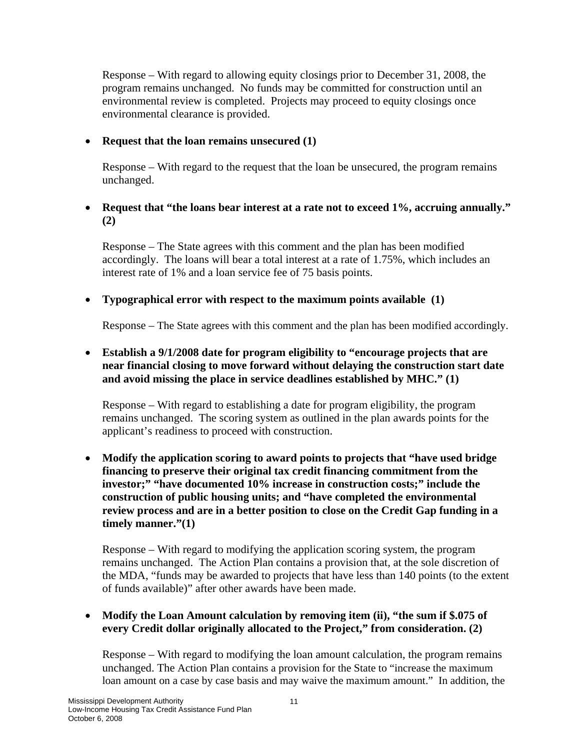Response – With regard to allowing equity closings prior to December 31, 2008, the program remains unchanged. No funds may be committed for construction until an environmental review is completed. Projects may proceed to equity closings once environmental clearance is provided.

- **Request that the loan remains unsecured (1)**

  Response – With regard to the request that the loan be unsecured, the program remains unchanged.

- **Request that "the loans bear interest at a rate not to exceed 1%, accruing annually." (2)**

  Response – The State agrees with this comment and the plan has been modified accordingly. The loans will bear a total interest at a rate of 1.75%, which includes an interest rate of 1% and a loan service fee of 75 basis points.

- **Typographical error with respect to the maximum points available (1)**

  Response – The State agrees with this comment and the plan has been modified accordingly.

- **Establish a 9/1/2008 date for program eligibility to "encourage projects that are near financial closing to move forward without delaying the construction start date and avoid missing the place in service deadlines established by MHC." (1)**

  Response – With regard to establishing a date for program eligibility, the program remains unchanged. The scoring system as outlined in the plan awards points for the applicant's readiness to proceed with construction.

- **Modify the application scoring to award points to projects that "have used bridge financing to preserve their original tax credit financing commitment from the investor;" "have documented 10% increase in construction costs;" include the construction of public housing units; and "have completed the environmental review process and are in a better position to close on the Credit Gap funding in a timely manner."(1)**

  Response – With regard to modifying the application scoring system, the program remains unchanged. The Action Plan contains a provision that, at the sole discretion of the MDA, "funds may be awarded to projects that have less than 140 points (to the extent of funds available)" after other awards have been made.

- **Modify the Loan Amount calculation by removing item (ii), "the sum if $.075 of every Credit dollar originally allocated to the Project," from consideration. (2)**

  Response – With regard to modifying the loan amount calculation, the program remains unchanged. The Action Plan contains a provision for the State to "increase the maximum loan amount on a case by case basis and may waive the maximum amount." In addition, the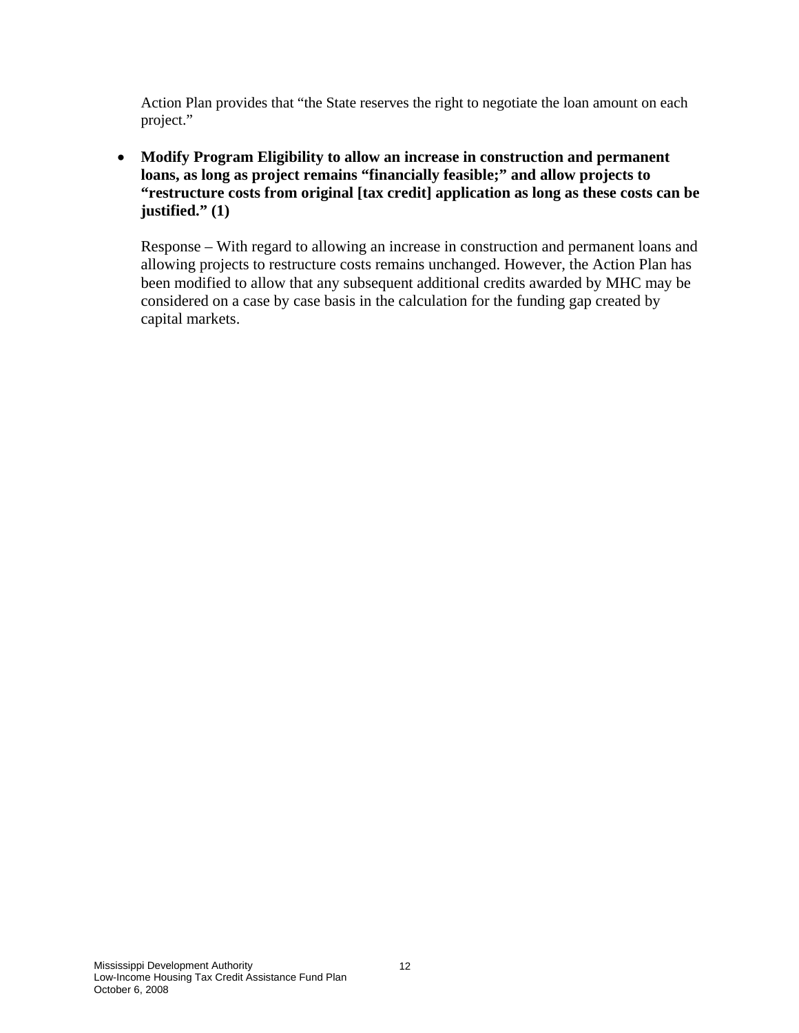Action Plan provides that "the State reserves the right to negotiate the loan amount on each project."

- **Modify Program Eligibility to allow an increase in construction and permanent loans, as long as project remains "financially feasible;" and allow projects to "restructure costs from original [tax credit] application as long as these costs can be justified." (1)**

  Response – With regard to allowing an increase in construction and permanent loans and allowing projects to restructure costs remains unchanged. However, the Action Plan has been modified to allow that any subsequent additional credits awarded by MHC may be considered on a case by case basis in the calculation for the funding gap created by capital markets.